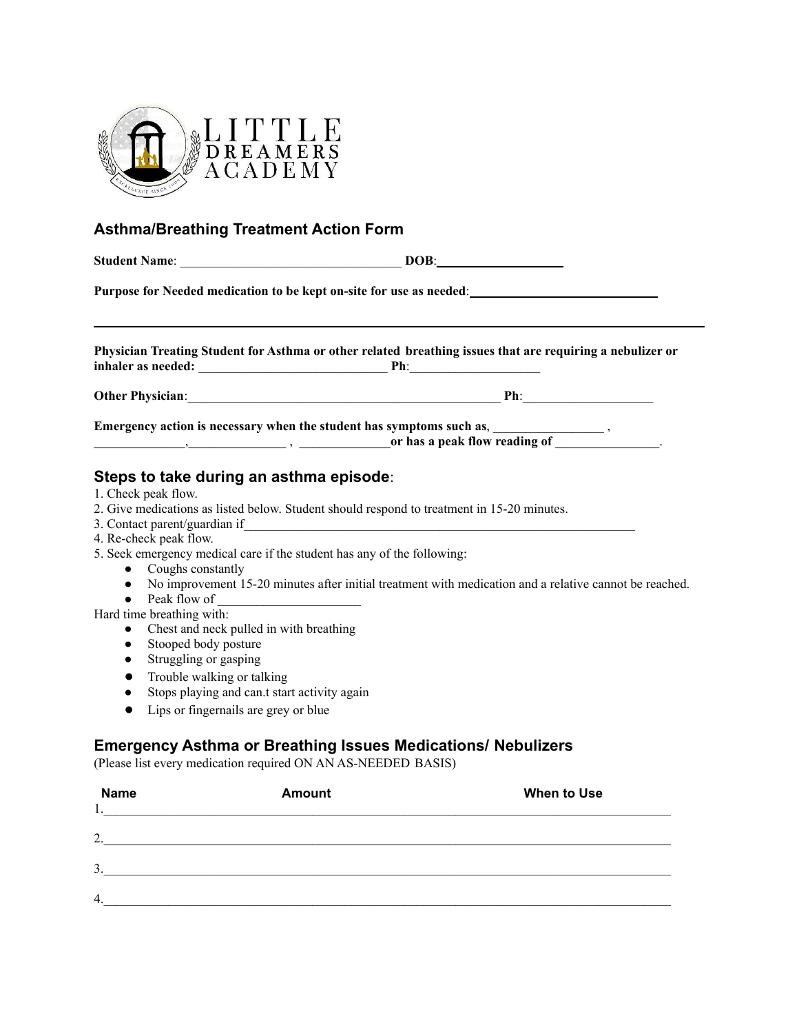LITTLE DREAMERS ACADEMY

## Asthma/Breathing Treatment Action Form

**Student Name**: ___________________________________ **DOB**: ___________________

**Purpose for Needed medication to be kept on-site for use as needed**: ____________________________

_____________________________________________________________________________________

**Physician Treating Student for Asthma or other related breathing issues that are requiring a nebulizer or inhaler as needed:** ______________________________ **Ph**: ____________________

**Other Physician**: __________________________________________________ **Ph**: ____________________

**Emergency action is necessary when the student has symptoms such as**, _________________ , ______________, _______________ , ______________**or has a peak flow reading of** ________________.

### Steps to take during an asthma episode:

1. Check peak flow.
2. Give medications as listed below. Student should respond to treatment in 15-20 minutes.
3. Contact parent/guardian if_______________________________________________________________
4. Re-check peak flow.
5. Seek emergency medical care if the student has any of the following:
   - Coughs constantly
   - No improvement 15-20 minutes after initial treatment with medication and a relative cannot be reached.
   - Peak flow of ______________________

Hard time breathing with:
- Chest and neck pulled in with breathing
- Stooped body posture
- Struggling or gasping
- Trouble walking or talking
- Stops playing and can.t start activity again
- Lips or fingernails are grey or blue

### Emergency Asthma or Breathing Issues Medications/ Nebulizers

(Please list every medication required ON AN AS-NEEDED BASIS)

| Name | Amount | When to Use |
|---|---|---|
| 1. | | |
| 2. | | |
| 3. | | |
| 4. | | |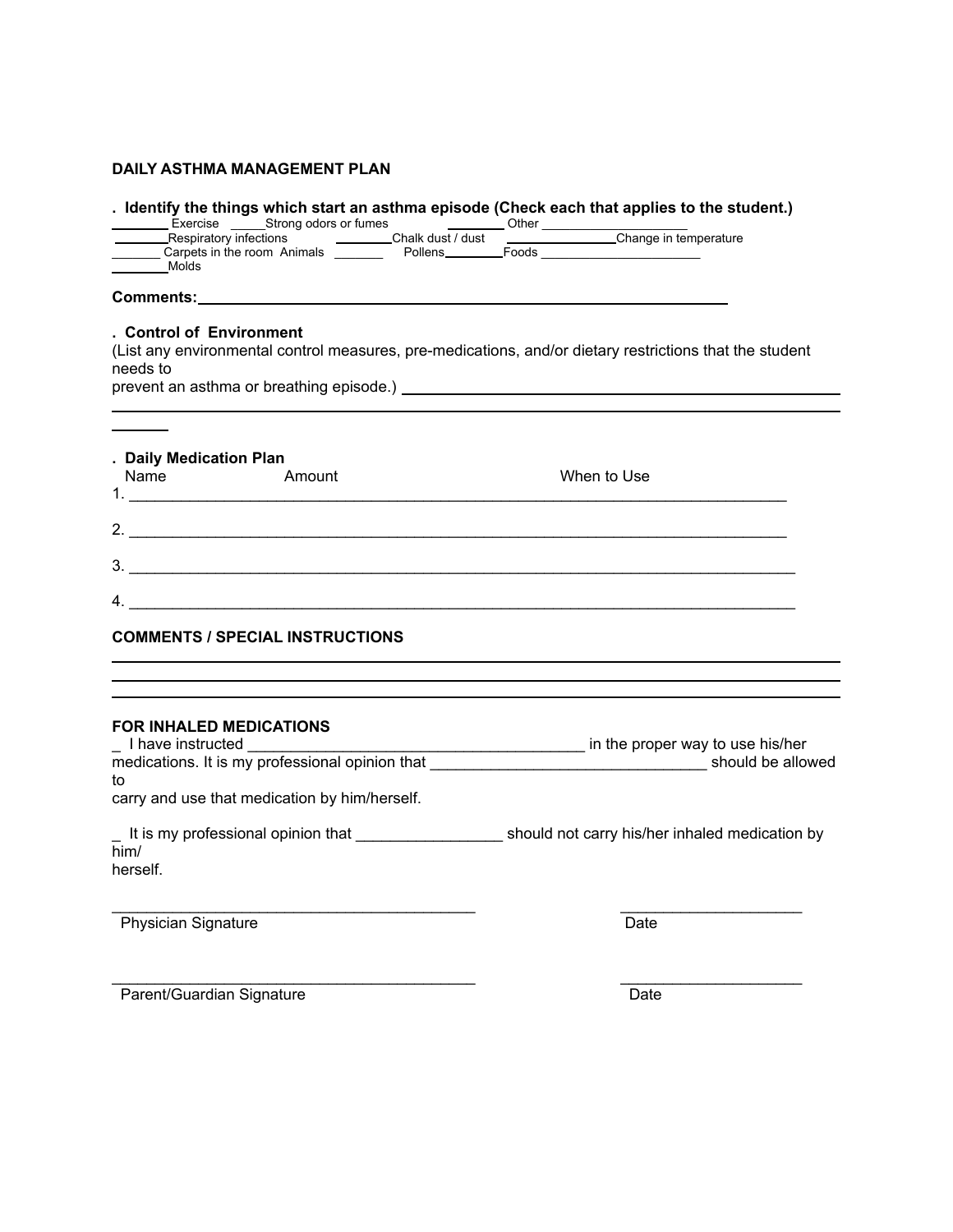## DAILY ASTHMA MANAGEMENT PLAN

**. Identify the things which start an asthma episode (Check each that applies to the student.)**

________ Exercise _____Strong odors or fumes ________ Other ____________________
________Respiratory infections ________Chalk dust / dust _______________Change in temperature
_______ Carpets in the room Animals _______ Pollens________Foods ______________________
________Molds

**Comments:** ____________________________________________________________

**. Control of Environment**

(List any environmental control measures, pre-medications, and/or dietary restrictions that the student needs to
prevent an asthma or breathing episode.) ______________________________________________
____________________________________________________________________________
_______

**. Daily Medication Plan**

Name Amount When to Use

1. ________________________________________________________________________________

2. ________________________________________________________________________________

3. ________________________________________________________________________________

4. ________________________________________________________________________________

**COMMENTS / SPECIAL INSTRUCTIONS**

____________________________________________________________________________
____________________________________________________________________________
____________________________________________________________________________

**FOR INHALED MEDICATIONS**

_ I have instructed ________________________________________ in the proper way to use his/her medications. It is my professional opinion that ________________________________ should be allowed to
carry and use that medication by him/herself.

_ It is my professional opinion that ________________ should not carry his/her inhaled medication by him/
herself.

___________________________________________ _____________________
Physician Signature Date

___________________________________________ _____________________
Parent/Guardian Signature Date